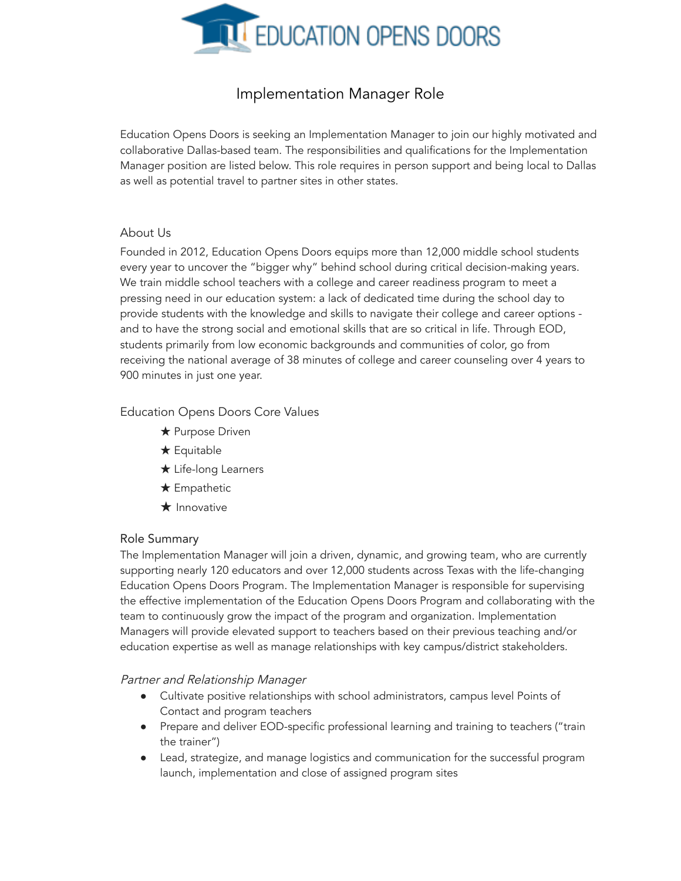EDUCATION OPENS DOORS

# Implementation Manager Role

Education Opens Doors is seeking an Implementation Manager to join our highly motivated and collaborative Dallas-based team. The responsibilities and qualifications for the Implementation Manager position are listed below. This role requires in person support and being local to Dallas as well as potential travel to partner sites in other states.

## About Us

Founded in 2012, Education Opens Doors equips more than 12,000 middle school students every year to uncover the "bigger why" behind school during critical decision-making years. We train middle school teachers with a college and career readiness program to meet a pressing need in our education system: a lack of dedicated time during the school day to provide students with the knowledge and skills to navigate their college and career options - and to have the strong social and emotional skills that are so critical in life. Through EOD, students primarily from low economic backgrounds and communities of color, go from receiving the national average of 38 minutes of college and career counseling over 4 years to 900 minutes in just one year.

## Education Opens Doors Core Values

- ★ Purpose Driven
- ★ Equitable
- ★ Life-long Learners
- ★ Empathetic
- ★ Innovative

## Role Summary

The Implementation Manager will join a driven, dynamic, and growing team, who are currently supporting nearly 120 educators and over 12,000 students across Texas with the life-changing Education Opens Doors Program. The Implementation Manager is responsible for supervising the effective implementation of the Education Opens Doors Program and collaborating with the team to continuously grow the impact of the program and organization. Implementation Managers will provide elevated support to teachers based on their previous teaching and/or education expertise as well as manage relationships with key campus/district stakeholders.

*Partner and Relationship Manager*

- Cultivate positive relationships with school administrators, campus level Points of Contact and program teachers
- Prepare and deliver EOD-specific professional learning and training to teachers ("train the trainer")
- Lead, strategize, and manage logistics and communication for the successful program launch, implementation and close of assigned program sites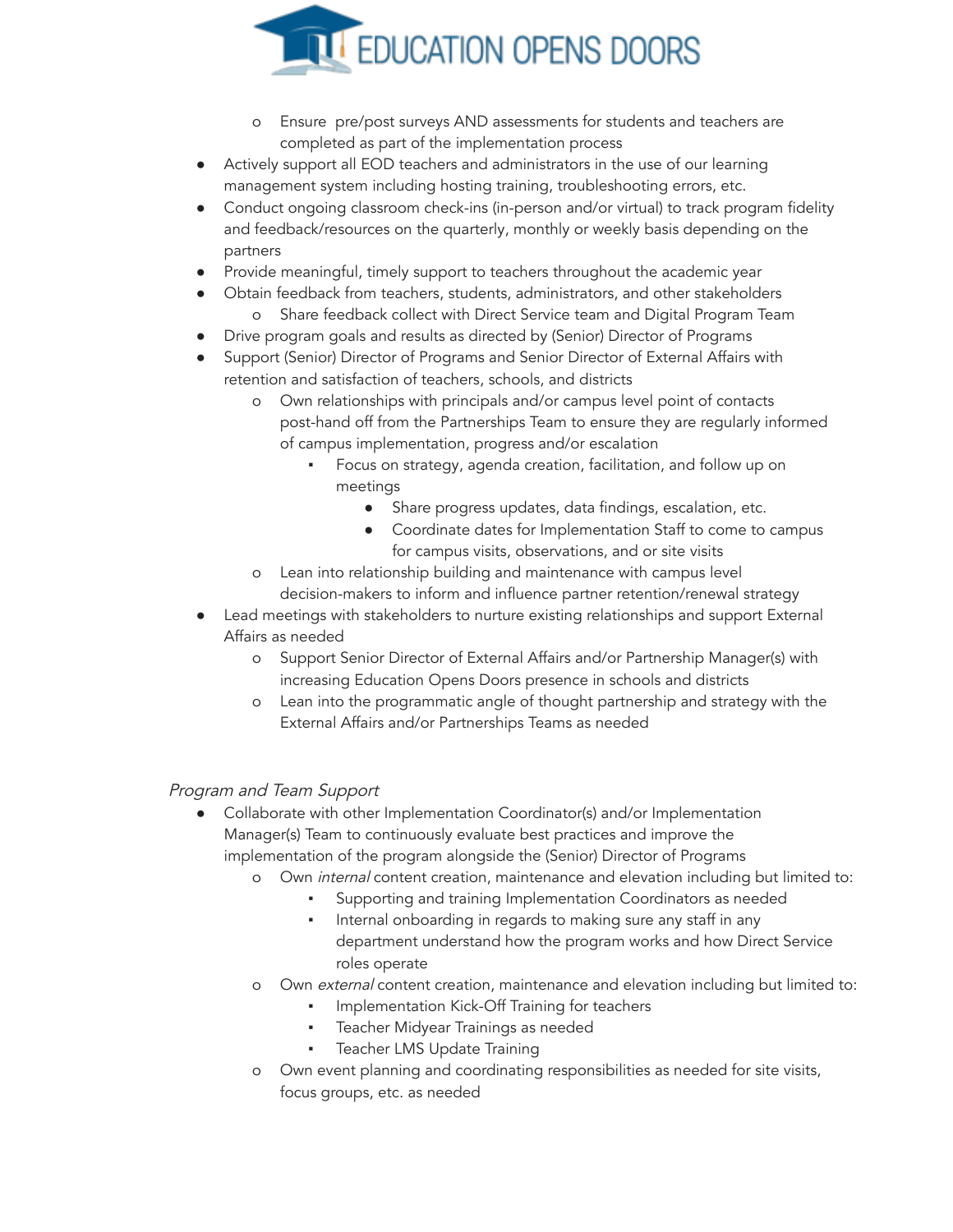- Ensure pre/post surveys AND assessments for students and teachers are completed as part of the implementation process
- Actively support all EOD teachers and administrators in the use of our learning management system including hosting training, troubleshooting errors, etc.
- Conduct ongoing classroom check-ins (in-person and/or virtual) to track program fidelity and feedback/resources on the quarterly, monthly or weekly basis depending on the partners
- Provide meaningful, timely support to teachers throughout the academic year
- Obtain feedback from teachers, students, administrators, and other stakeholders
  - Share feedback collect with Direct Service team and Digital Program Team
- Drive program goals and results as directed by (Senior) Director of Programs
- Support (Senior) Director of Programs and Senior Director of External Affairs with retention and satisfaction of teachers, schools, and districts
  - Own relationships with principals and/or campus level point of contacts post-hand off from the Partnerships Team to ensure they are regularly informed of campus implementation, progress and/or escalation
    - Focus on strategy, agenda creation, facilitation, and follow up on meetings
      - Share progress updates, data findings, escalation, etc.
      - Coordinate dates for Implementation Staff to come to campus for campus visits, observations, and or site visits
  - Lean into relationship building and maintenance with campus level decision-makers to inform and influence partner retention/renewal strategy
- Lead meetings with stakeholders to nurture existing relationships and support External Affairs as needed
  - Support Senior Director of External Affairs and/or Partnership Manager(s) with increasing Education Opens Doors presence in schools and districts
  - Lean into the programmatic angle of thought partnership and strategy with the External Affairs and/or Partnerships Teams as needed

*Program and Team Support*

- Collaborate with other Implementation Coordinator(s) and/or Implementation Manager(s) Team to continuously evaluate best practices and improve the implementation of the program alongside the (Senior) Director of Programs
  - Own *internal* content creation, maintenance and elevation including but limited to:
    - Supporting and training Implementation Coordinators as needed
    - Internal onboarding in regards to making sure any staff in any department understand how the program works and how Direct Service roles operate
  - Own *external* content creation, maintenance and elevation including but limited to:
    - Implementation Kick-Off Training for teachers
    - Teacher Midyear Trainings as needed
    - Teacher LMS Update Training
  - Own event planning and coordinating responsibilities as needed for site visits, focus groups, etc. as needed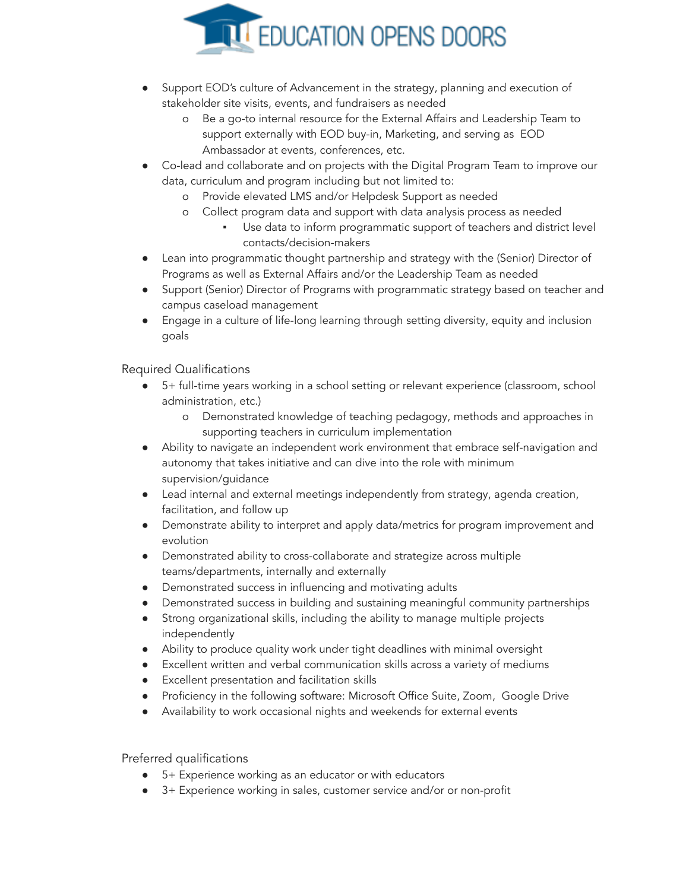- Support EOD's culture of Advancement in the strategy, planning and execution of stakeholder site visits, events, and fundraisers as needed
  - Be a go-to internal resource for the External Affairs and Leadership Team to support externally with EOD buy-in, Marketing, and serving as EOD Ambassador at events, conferences, etc.
- Co-lead and collaborate and on projects with the Digital Program Team to improve our data, curriculum and program including but not limited to:
  - Provide elevated LMS and/or Helpdesk Support as needed
  - Collect program data and support with data analysis process as needed
    - Use data to inform programmatic support of teachers and district level contacts/decision-makers
- Lean into programmatic thought partnership and strategy with the (Senior) Director of Programs as well as External Affairs and/or the Leadership Team as needed
- Support (Senior) Director of Programs with programmatic strategy based on teacher and campus caseload management
- Engage in a culture of life-long learning through setting diversity, equity and inclusion goals

## Required Qualifications

- 5+ full-time years working in a school setting or relevant experience (classroom, school administration, etc.)
  - Demonstrated knowledge of teaching pedagogy, methods and approaches in supporting teachers in curriculum implementation
- Ability to navigate an independent work environment that embrace self-navigation and autonomy that takes initiative and can dive into the role with minimum supervision/guidance
- Lead internal and external meetings independently from strategy, agenda creation, facilitation, and follow up
- Demonstrate ability to interpret and apply data/metrics for program improvement and evolution
- Demonstrated ability to cross-collaborate and strategize across multiple teams/departments, internally and externally
- Demonstrated success in influencing and motivating adults
- Demonstrated success in building and sustaining meaningful community partnerships
- Strong organizational skills, including the ability to manage multiple projects independently
- Ability to produce quality work under tight deadlines with minimal oversight
- Excellent written and verbal communication skills across a variety of mediums
- Excellent presentation and facilitation skills
- Proficiency in the following software: Microsoft Office Suite, Zoom, Google Drive
- Availability to work occasional nights and weekends for external events

## Preferred qualifications

- 5+ Experience working as an educator or with educators
- 3+ Experience working in sales, customer service and/or or non-profit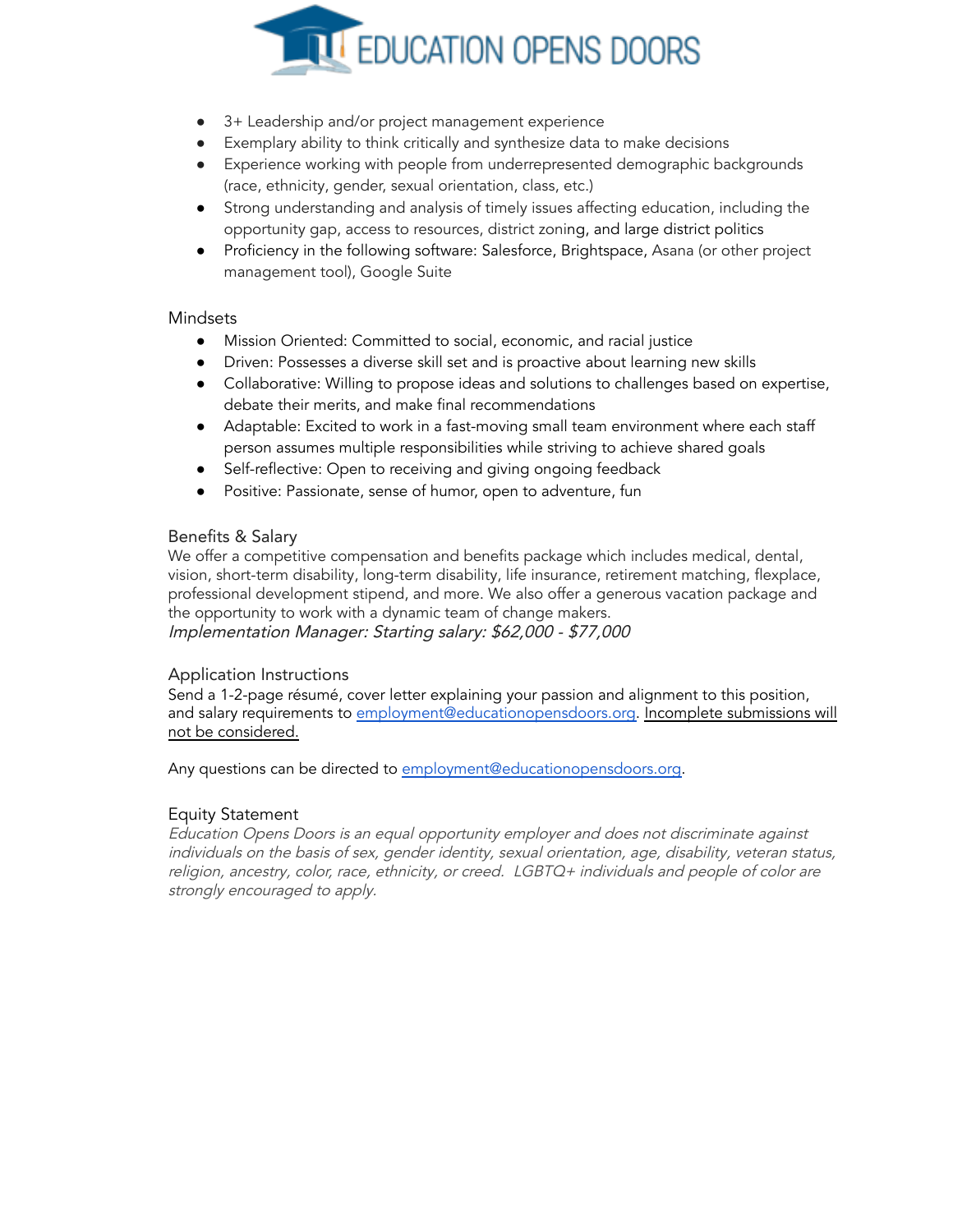- 3+ Leadership and/or project management experience
- Exemplary ability to think critically and synthesize data to make decisions
- Experience working with people from underrepresented demographic backgrounds (race, ethnicity, gender, sexual orientation, class, etc.)
- Strong understanding and analysis of timely issues affecting education, including the opportunity gap, access to resources, district zoning, and large district politics
- Proficiency in the following software: Salesforce, Brightspace, Asana (or other project management tool), Google Suite

## Mindsets

- Mission Oriented: Committed to social, economic, and racial justice
- Driven: Possesses a diverse skill set and is proactive about learning new skills
- Collaborative: Willing to propose ideas and solutions to challenges based on expertise, debate their merits, and make final recommendations
- Adaptable: Excited to work in a fast-moving small team environment where each staff person assumes multiple responsibilities while striving to achieve shared goals
- Self-reflective: Open to receiving and giving ongoing feedback
- Positive: Passionate, sense of humor, open to adventure, fun

## Benefits & Salary

We offer a competitive compensation and benefits package which includes medical, dental, vision, short-term disability, long-term disability, life insurance, retirement matching, flexplace, professional development stipend, and more. We also offer a generous vacation package and the opportunity to work with a dynamic team of change makers.

*Implementation Manager: Starting salary: $62,000 - $77,000*

## Application Instructions

Send a 1-2-page résumé, cover letter explaining your passion and alignment to this position, and salary requirements to employment@educationopensdoors.org. Incomplete submissions will not be considered.

Any questions can be directed to employment@educationopensdoors.org.

## Equity Statement

*Education Opens Doors is an equal opportunity employer and does not discriminate against individuals on the basis of sex, gender identity, sexual orientation, age, disability, veteran status, religion, ancestry, color, race, ethnicity, or creed. LGBTQ+ individuals and people of color are strongly encouraged to apply.*